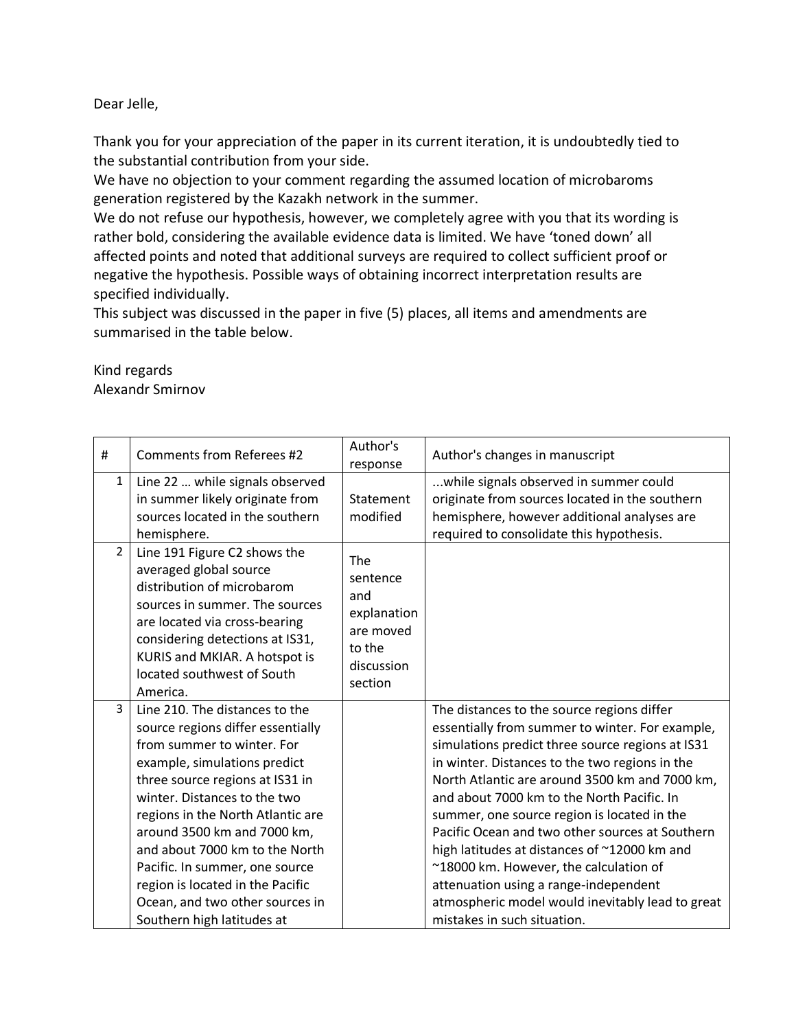Dear Jelle,

Thank you for your appreciation of the paper in its current iteration, it is undoubtedly tied to the substantial contribution from your side.
We have no objection to your comment regarding the assumed location of microbaroms generation registered by the Kazakh network in the summer.
We do not refuse our hypothesis, however, we completely agree with you that its wording is rather bold, considering the available evidence data is limited. We have 'toned down' all affected points and noted that additional surveys are required to collect sufficient proof or negative the hypothesis. Possible ways of obtaining incorrect interpretation results are specified individually.
This subject was discussed in the paper in five (5) places, all items and amendments are summarised in the table below.

Kind regards
Alexandr Smirnov

| # | Comments from Referees #2 | Author's response | Author's changes in manuscript |
|---|---|---|---|
| 1 | Line 22 … while signals observed in summer likely originate from sources located in the southern hemisphere. | Statement modified | ...while signals observed in summer could originate from sources located in the southern hemisphere, however additional analyses are required to consolidate this hypothesis. |
| 2 | Line 191 Figure C2 shows the averaged global source distribution of microbarom sources in summer. The sources are located via cross-bearing considering detections at IS31, KURIS and MKIAR. A hotspot is located southwest of South America. | The sentence and explanation are moved to the discussion section | |
| 3 | Line 210. The distances to the source regions differ essentially from summer to winter. For example, simulations predict three source regions at IS31 in winter. Distances to the two regions in the North Atlantic are around 3500 km and 7000 km, and about 7000 km to the North Pacific. In summer, one source region is located in the Pacific Ocean, and two other sources in Southern high latitudes at | | The distances to the source regions differ essentially from summer to winter. For example, simulations predict three source regions at IS31 in winter. Distances to the two regions in the North Atlantic are around 3500 km and 7000 km, and about 7000 km to the North Pacific. In summer, one source region is located in the Pacific Ocean and two other sources at Southern high latitudes at distances of ~12000 km and ~18000 km. However, the calculation of attenuation using a range-independent atmospheric model would inevitably lead to great mistakes in such situation. |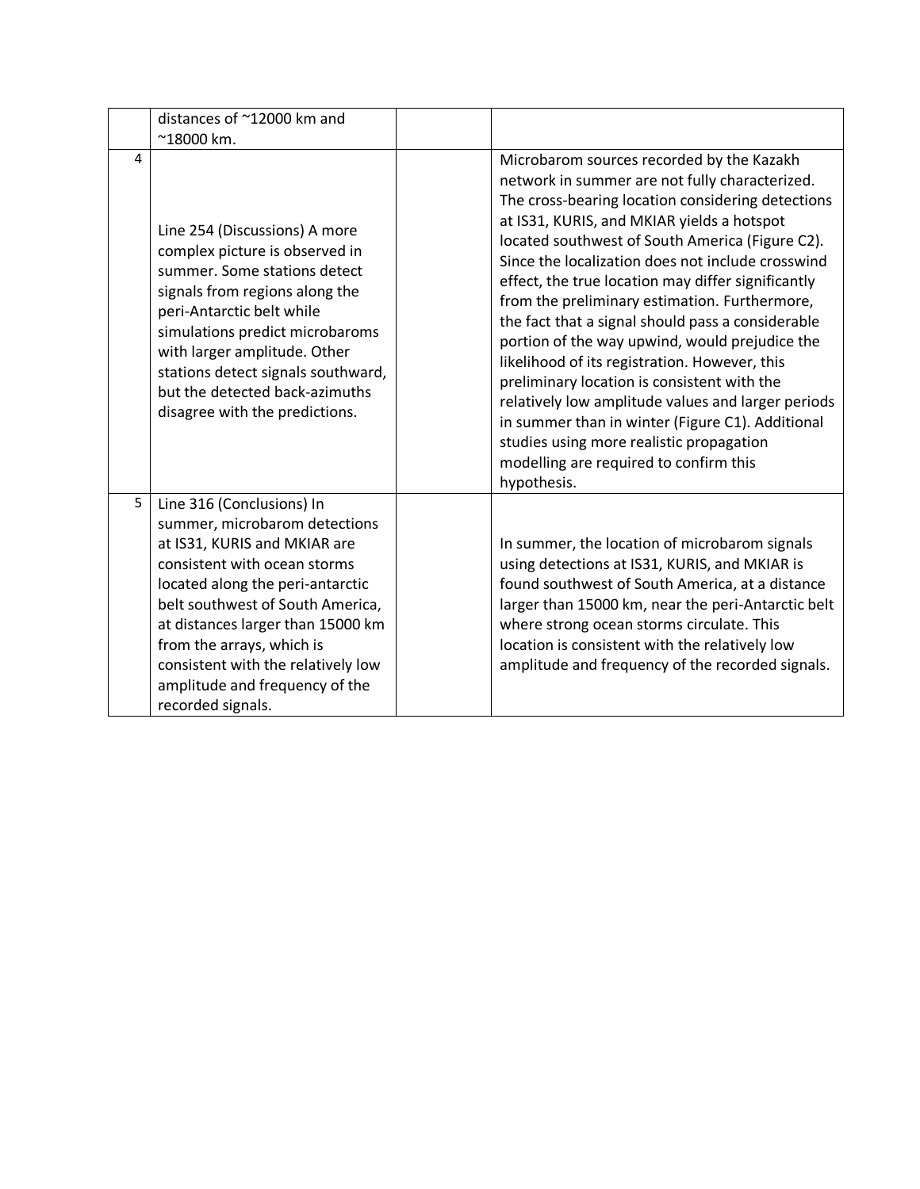| | | | |
|---|---|---|---|
| | distances of ~12000 km and ~18000 km. | | |
| 4 | Line 254 (Discussions) A more complex picture is observed in summer. Some stations detect signals from regions along the peri-Antarctic belt while simulations predict microbaroms with larger amplitude. Other stations detect signals southward, but the detected back-azimuths disagree with the predictions. | | Microbarom sources recorded by the Kazakh network in summer are not fully characterized. The cross-bearing location considering detections at IS31, KURIS, and MKIAR yields a hotspot located southwest of South America (Figure C2). Since the localization does not include crosswind effect, the true location may differ significantly from the preliminary estimation. Furthermore, the fact that a signal should pass a considerable portion of the way upwind, would prejudice the likelihood of its registration. However, this preliminary location is consistent with the relatively low amplitude values and larger periods in summer than in winter (Figure C1). Additional studies using more realistic propagation modelling are required to confirm this hypothesis. |
| 5 | Line 316 (Conclusions) In summer, microbarom detections at IS31, KURIS and MKIAR are consistent with ocean storms located along the peri-antarctic belt southwest of South America, at distances larger than 15000 km from the arrays, which is consistent with the relatively low amplitude and frequency of the recorded signals. | | In summer, the location of microbarom signals using detections at IS31, KURIS, and MKIAR is found southwest of South America, at a distance larger than 15000 km, near the peri-Antarctic belt where strong ocean storms circulate. This location is consistent with the relatively low amplitude and frequency of the recorded signals. |